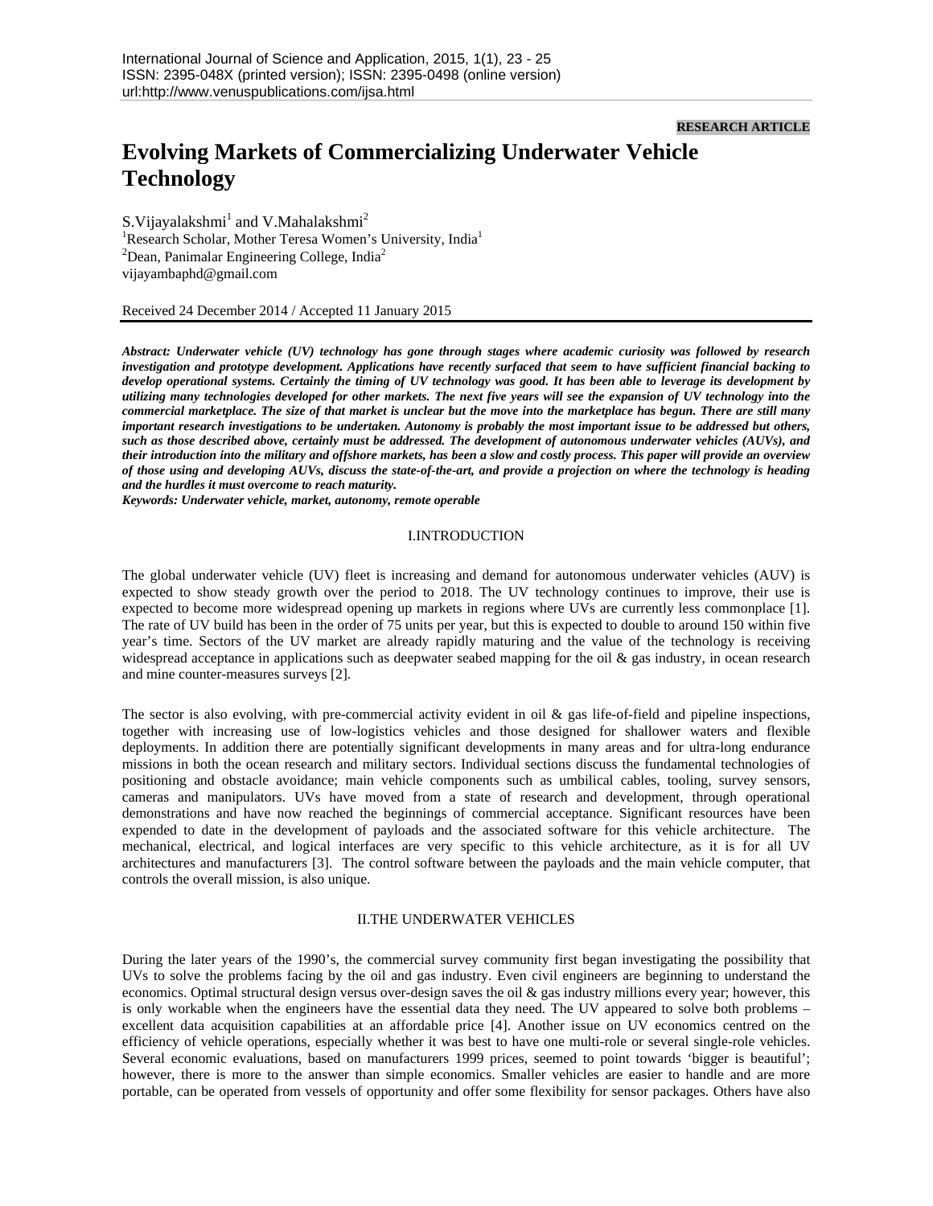RESEARCH ARTICLE

# Evolving Markets of Commercializing Underwater Vehicle Technology

S.Vijayalakshmi[1] and V.Mahalakshmi[2]

[1]Research Scholar, Mother Teresa Women's University, India[1]

[2]Dean, Panimalar Engineering College, India[2]

vijayambaphd@gmail.com

Received 24 December 2014 / Accepted 11 January 2015

***Abstract: Underwater vehicle (UV) technology has gone through stages where academic curiosity was followed by research investigation and prototype development. Applications have recently surfaced that seem to have sufficient financial backing to develop operational systems. Certainly the timing of UV technology was good. It has been able to leverage its development by utilizing many technologies developed for other markets. The next five years will see the expansion of UV technology into the commercial marketplace. The size of that market is unclear but the move into the marketplace has begun. There are still many important research investigations to be undertaken. Autonomy is probably the most important issue to be addressed but others, such as those described above, certainly must be addressed. The development of autonomous underwater vehicles (AUVs), and their introduction into the military and offshore markets, has been a slow and costly process. This paper will provide an overview of those using and developing AUVs, discuss the state-of-the-art, and provide a projection on where the technology is heading and the hurdles it must overcome to reach maturity.***

***Keywords: Underwater vehicle, market, autonomy, remote operable***

## I.INTRODUCTION

The global underwater vehicle (UV) fleet is increasing and demand for autonomous underwater vehicles (AUV) is expected to show steady growth over the period to 2018. The UV technology continues to improve, their use is expected to become more widespread opening up markets in regions where UVs are currently less commonplace [1]. The rate of UV build has been in the order of 75 units per year, but this is expected to double to around 150 within five year's time. Sectors of the UV market are already rapidly maturing and the value of the technology is receiving widespread acceptance in applications such as deepwater seabed mapping for the oil & gas industry, in ocean research and mine counter-measures surveys [2].

The sector is also evolving, with pre-commercial activity evident in oil & gas life-of-field and pipeline inspections, together with increasing use of low-logistics vehicles and those designed for shallower waters and flexible deployments. In addition there are potentially significant developments in many areas and for ultra-long endurance missions in both the ocean research and military sectors. Individual sections discuss the fundamental technologies of positioning and obstacle avoidance; main vehicle components such as umbilical cables, tooling, survey sensors, cameras and manipulators. UVs have moved from a state of research and development, through operational demonstrations and have now reached the beginnings of commercial acceptance. Significant resources have been expended to date in the development of payloads and the associated software for this vehicle architecture. The mechanical, electrical, and logical interfaces are very specific to this vehicle architecture, as it is for all UV architectures and manufacturers [3]. The control software between the payloads and the main vehicle computer, that controls the overall mission, is also unique.

## II.THE UNDERWATER VEHICLES

During the later years of the 1990's, the commercial survey community first began investigating the possibility that UVs to solve the problems facing by the oil and gas industry. Even civil engineers are beginning to understand the economics. Optimal structural design versus over-design saves the oil & gas industry millions every year; however, this is only workable when the engineers have the essential data they need. The UV appeared to solve both problems – excellent data acquisition capabilities at an affordable price [4]. Another issue on UV economics centred on the efficiency of vehicle operations, especially whether it was best to have one multi-role or several single-role vehicles. Several economic evaluations, based on manufacturers 1999 prices, seemed to point towards 'bigger is beautiful'; however, there is more to the answer than simple economics. Smaller vehicles are easier to handle and are more portable, can be operated from vessels of opportunity and offer some flexibility for sensor packages. Others have also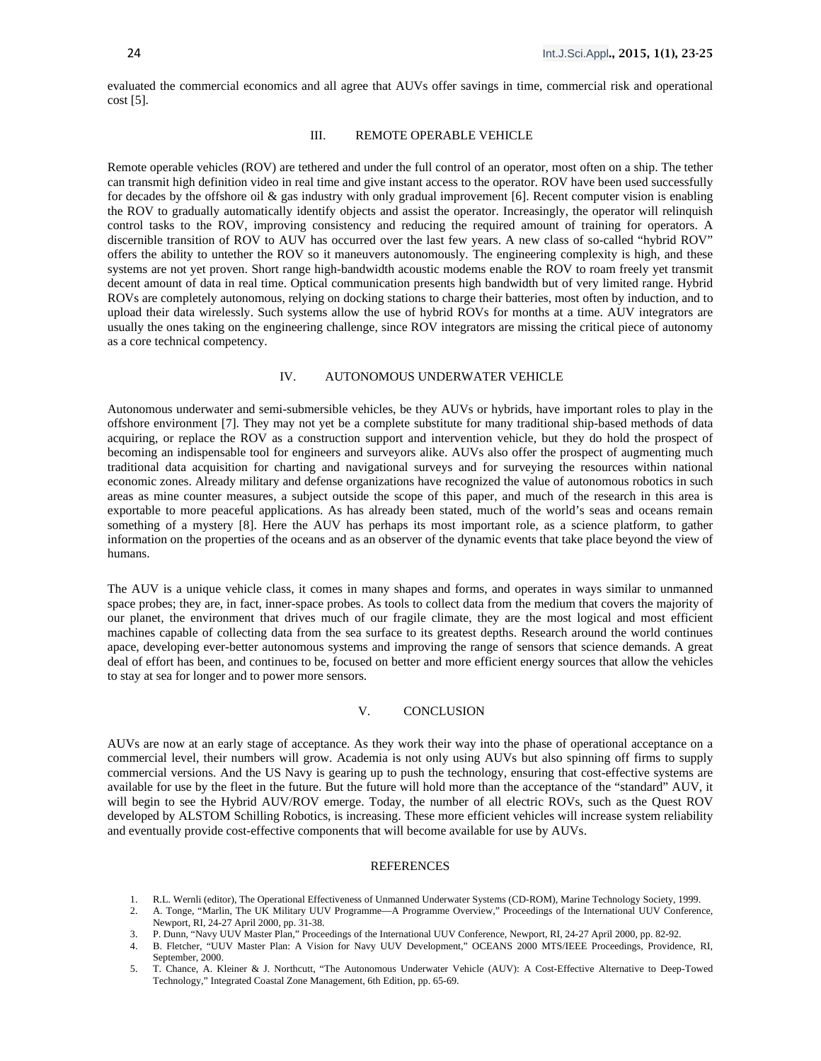evaluated the commercial economics and all agree that AUVs offer savings in time, commercial risk and operational cost [5].

## III. REMOTE OPERABLE VEHICLE

Remote operable vehicles (ROV) are tethered and under the full control of an operator, most often on a ship. The tether can transmit high definition video in real time and give instant access to the operator. ROV have been used successfully for decades by the offshore oil & gas industry with only gradual improvement [6]. Recent computer vision is enabling the ROV to gradually automatically identify objects and assist the operator. Increasingly, the operator will relinquish control tasks to the ROV, improving consistency and reducing the required amount of training for operators. A discernible transition of ROV to AUV has occurred over the last few years. A new class of so-called "hybrid ROV" offers the ability to untether the ROV so it maneuvers autonomously. The engineering complexity is high, and these systems are not yet proven. Short range high-bandwidth acoustic modems enable the ROV to roam freely yet transmit decent amount of data in real time. Optical communication presents high bandwidth but of very limited range. Hybrid ROVs are completely autonomous, relying on docking stations to charge their batteries, most often by induction, and to upload their data wirelessly. Such systems allow the use of hybrid ROVs for months at a time. AUV integrators are usually the ones taking on the engineering challenge, since ROV integrators are missing the critical piece of autonomy as a core technical competency.

## IV. AUTONOMOUS UNDERWATER VEHICLE

Autonomous underwater and semi-submersible vehicles, be they AUVs or hybrids, have important roles to play in the offshore environment [7]. They may not yet be a complete substitute for many traditional ship-based methods of data acquiring, or replace the ROV as a construction support and intervention vehicle, but they do hold the prospect of becoming an indispensable tool for engineers and surveyors alike. AUVs also offer the prospect of augmenting much traditional data acquisition for charting and navigational surveys and for surveying the resources within national economic zones. Already military and defense organizations have recognized the value of autonomous robotics in such areas as mine counter measures, a subject outside the scope of this paper, and much of the research in this area is exportable to more peaceful applications. As has already been stated, much of the world's seas and oceans remain something of a mystery [8]. Here the AUV has perhaps its most important role, as a science platform, to gather information on the properties of the oceans and as an observer of the dynamic events that take place beyond the view of humans.

The AUV is a unique vehicle class, it comes in many shapes and forms, and operates in ways similar to unmanned space probes; they are, in fact, inner-space probes. As tools to collect data from the medium that covers the majority of our planet, the environment that drives much of our fragile climate, they are the most logical and most efficient machines capable of collecting data from the sea surface to its greatest depths. Research around the world continues apace, developing ever-better autonomous systems and improving the range of sensors that science demands. A great deal of effort has been, and continues to be, focused on better and more efficient energy sources that allow the vehicles to stay at sea for longer and to power more sensors.

## V. CONCLUSION

AUVs are now at an early stage of acceptance. As they work their way into the phase of operational acceptance on a commercial level, their numbers will grow. Academia is not only using AUVs but also spinning off firms to supply commercial versions. And the US Navy is gearing up to push the technology, ensuring that cost-effective systems are available for use by the fleet in the future. But the future will hold more than the acceptance of the "standard" AUV, it will begin to see the Hybrid AUV/ROV emerge. Today, the number of all electric ROVs, such as the Quest ROV developed by ALSTOM Schilling Robotics, is increasing. These more efficient vehicles will increase system reliability and eventually provide cost-effective components that will become available for use by AUVs.

## REFERENCES

1. R.L. Wernli (editor), The Operational Effectiveness of Unmanned Underwater Systems (CD-ROM), Marine Technology Society, 1999.
2. A. Tonge, "Marlin, The UK Military UUV Programme—A Programme Overview," Proceedings of the International UUV Conference, Newport, RI, 24-27 April 2000, pp. 31-38.
3. P. Dunn, "Navy UUV Master Plan," Proceedings of the International UUV Conference, Newport, RI, 24-27 April 2000, pp. 82-92.
4. B. Fletcher, "UUV Master Plan: A Vision for Navy UUV Development," OCEANS 2000 MTS/IEEE Proceedings, Providence, RI, September, 2000.
5. T. Chance, A. Kleiner & J. Northcutt, "The Autonomous Underwater Vehicle (AUV): A Cost-Effective Alternative to Deep-Towed Technology," Integrated Coastal Zone Management, 6th Edition, pp. 65-69.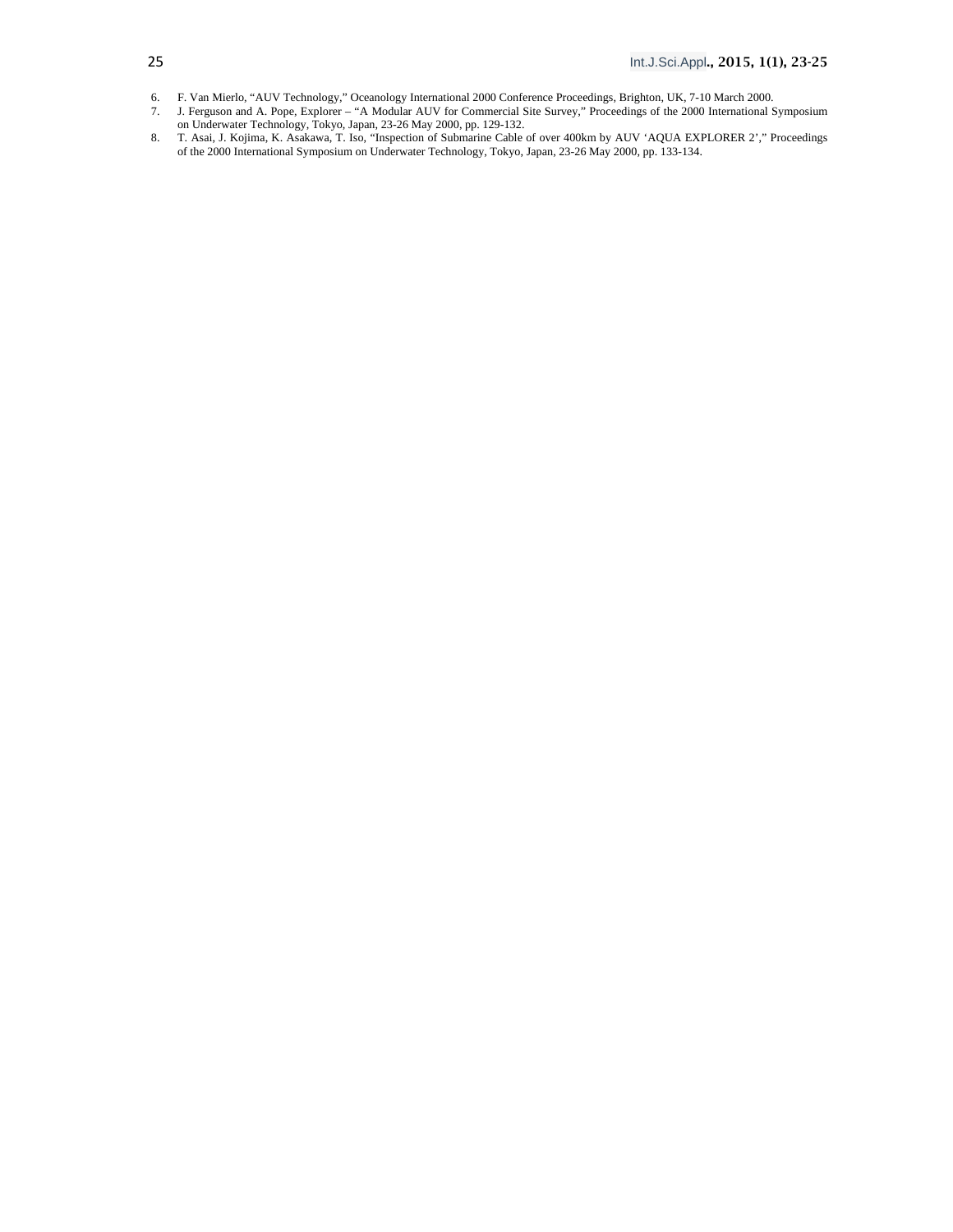6. F. Van Mierlo, “AUV Technology,” Oceanology International 2000 Conference Proceedings, Brighton, UK, 7-10 March 2000.
7. J. Ferguson and A. Pope, Explorer – “A Modular AUV for Commercial Site Survey,” Proceedings of the 2000 International Symposium on Underwater Technology, Tokyo, Japan, 23-26 May 2000, pp. 129-132.
8. T. Asai, J. Kojima, K. Asakawa, T. Iso, “Inspection of Submarine Cable of over 400km by AUV ‘AQUA EXPLORER 2’,” Proceedings of the 2000 International Symposium on Underwater Technology, Tokyo, Japan, 23-26 May 2000, pp. 133-134.